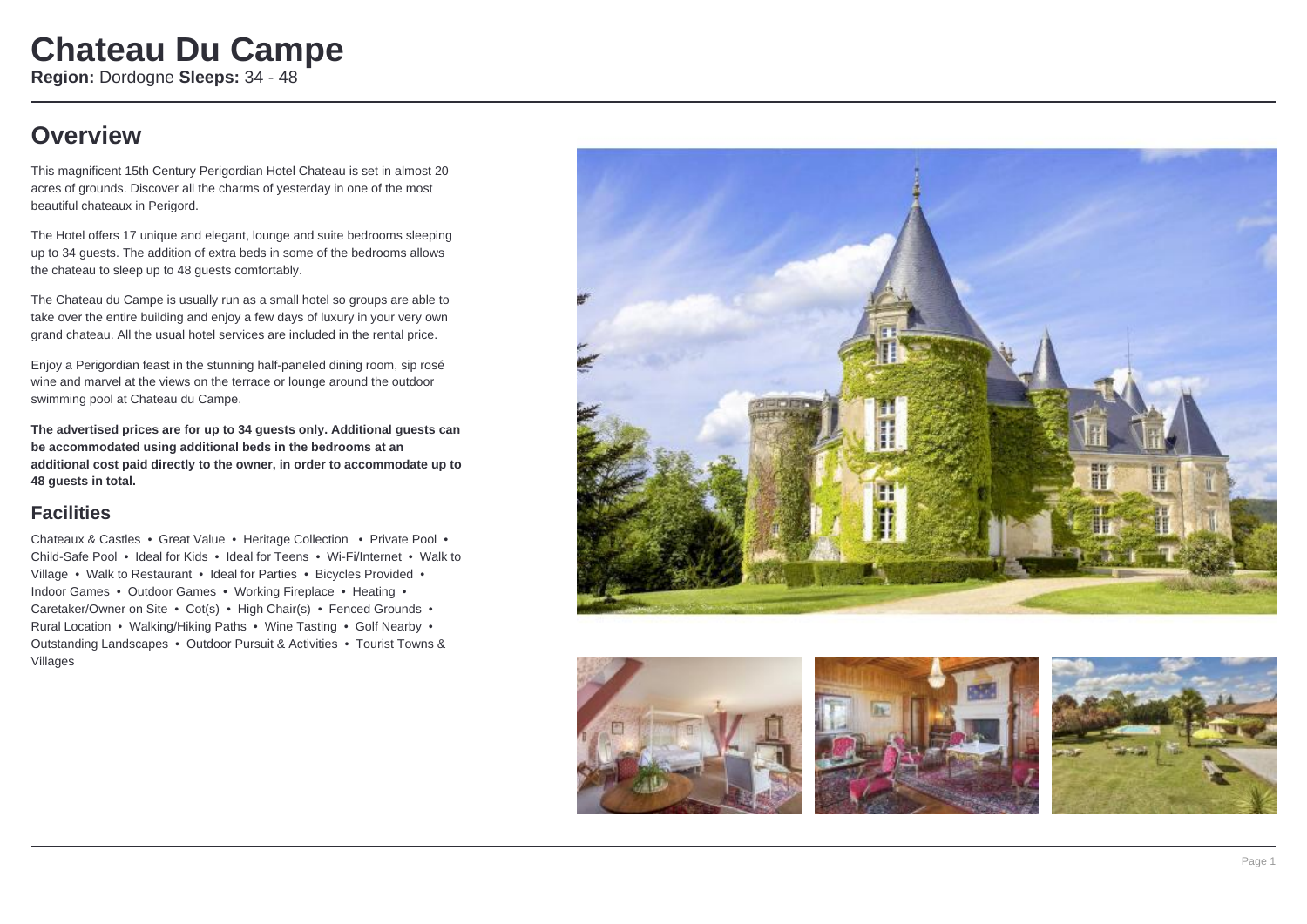# Chateau Du Campe

**Region:** Dordogne **Sleeps:** 34 - 48

## Overview

This magnificent 15th Century Perigordian Hotel Chateau is set in almost 20 acres of grounds. Discover all the charms of yesterday in one of the most beautiful chateaux in Perigord.

The Hotel offers 17 unique and elegant, lounge and suite bedrooms sleeping up to 34 guests. The addition of extra beds in some of the bedrooms allows the chateau to sleep up to 48 guests comfortably.

The Chateau du Campe is usually run as a small hotel so groups are able to take over the entire building and enjoy a few days of luxury in your very own grand chateau. All the usual hotel services are included in the rental price.

Enjoy a Perigordian feast in the stunning half-paneled dining room, sip rosé wine and marvel at the views on the terrace or lounge around the outdoor swimming pool at Chateau du Campe.

**The advertised prices are for up to 34 guests only. Additional guests can be accommodated using additional beds in the bedrooms at an additional cost paid directly to the owner, in order to accommodate up to 48 guests in total.**

### Facilities

Chateaux & Castles • Great Value • Heritage Collection • Private Pool • Child-Safe Pool • Ideal for Kids • Ideal for Teens • Wi-Fi/Internet • Walk to Village • Walk to Restaurant • Ideal for Parties • Bicycles Provided • Indoor Games • Outdoor Games • Working Fireplace • Heating • Caretaker/Owner on Site • Cot(s) • High Chair(s) • Fenced Grounds • Rural Location • Walking/Hiking Paths • Wine Tasting • Golf Nearby • Outstanding Landscapes • Outdoor Pursuit & Activities • Tourist Towns & Villages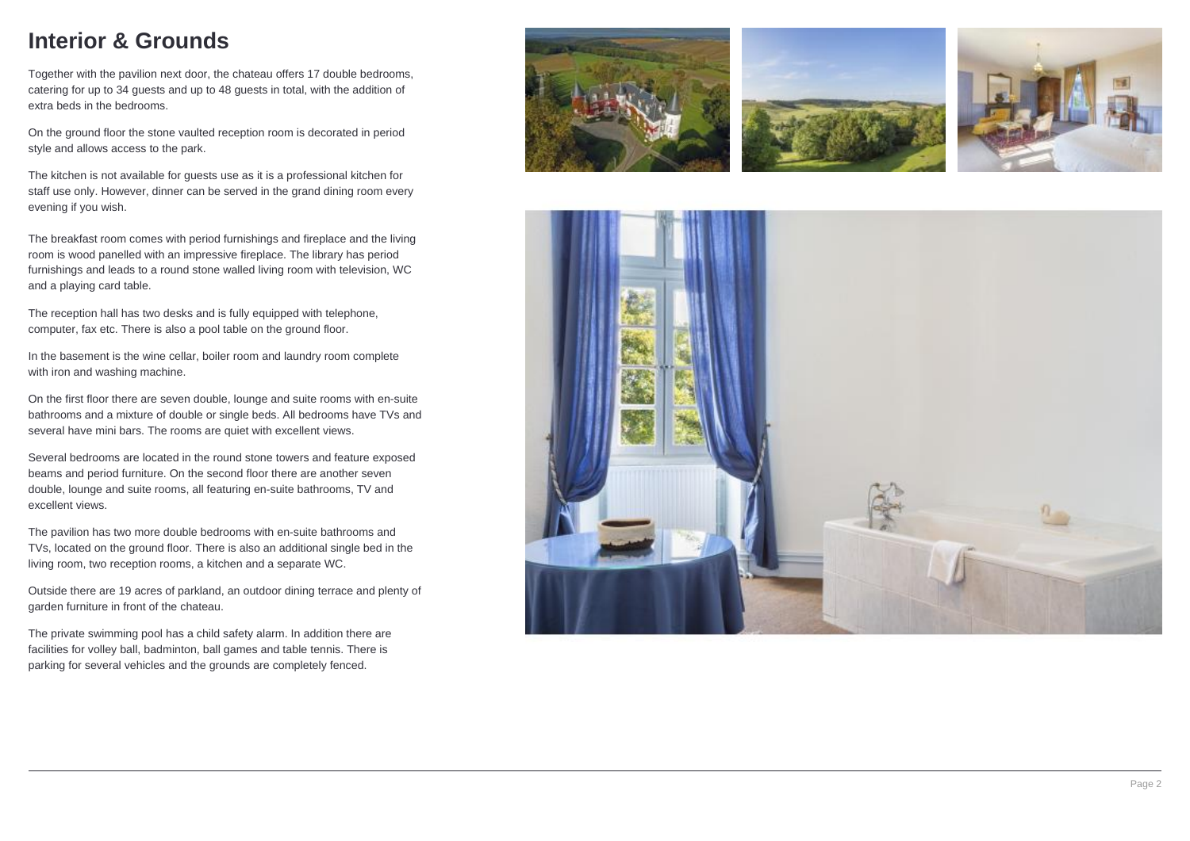# Interior & Grounds

Together with the pavilion next door, the chateau offers 17 double bedrooms, catering for up to 34 guests and up to 48 guests in total, with the addition of extra beds in the bedrooms.

On the ground floor the stone vaulted reception room is decorated in period style and allows access to the park.

The kitchen is not available for guests use as it is a professional kitchen for staff use only. However, dinner can be served in the grand dining room every evening if you wish.

The breakfast room comes with period furnishings and fireplace and the living room is wood panelled with an impressive fireplace. The library has period furnishings and leads to a round stone walled living room with television, WC and a playing card table.

The reception hall has two desks and is fully equipped with telephone, computer, fax etc. There is also a pool table on the ground floor.

In the basement is the wine cellar, boiler room and laundry room complete with iron and washing machine.

On the first floor there are seven double, lounge and suite rooms with en-suite bathrooms and a mixture of double or single beds. All bedrooms have TVs and several have mini bars. The rooms are quiet with excellent views.

Several bedrooms are located in the round stone towers and feature exposed beams and period furniture. On the second floor there are another seven double, lounge and suite rooms, all featuring en-suite bathrooms, TV and excellent views.

The pavilion has two more double bedrooms with en-suite bathrooms and TVs, located on the ground floor. There is also an additional single bed in the living room, two reception rooms, a kitchen and a separate WC.

Outside there are 19 acres of parkland, an outdoor dining terrace and plenty of garden furniture in front of the chateau.

The private swimming pool has a child safety alarm. In addition there are facilities for volley ball, badminton, ball games and table tennis. There is parking for several vehicles and the grounds are completely fenced.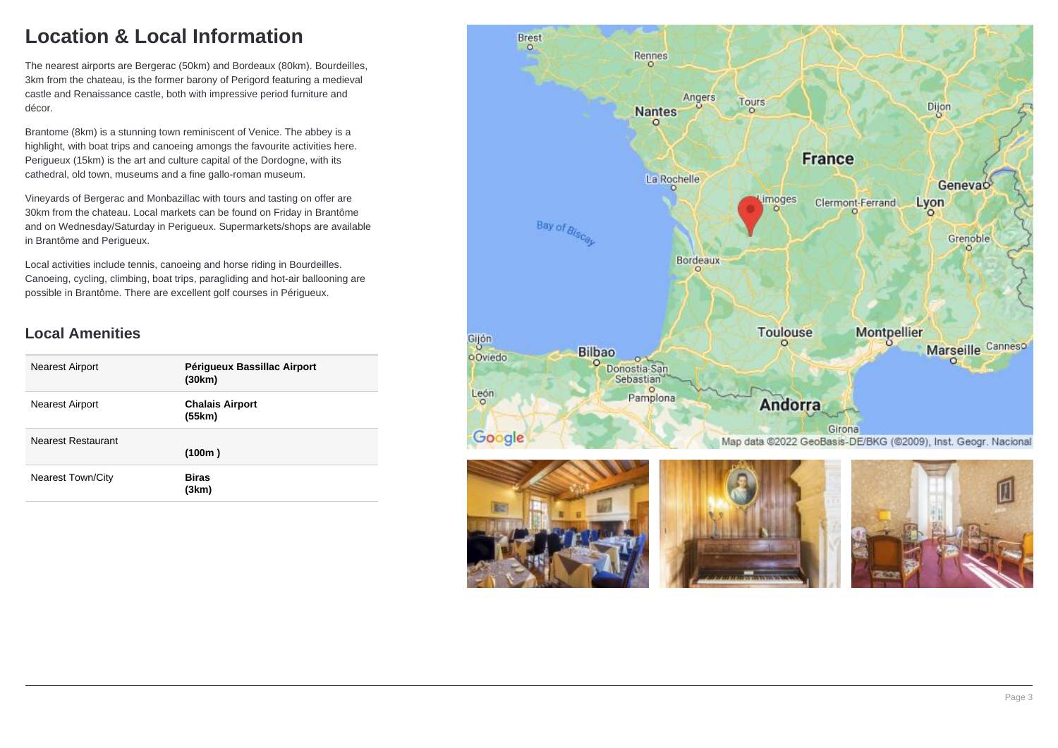# Location & Local Information

The nearest airports are Bergerac (50km) and Bordeaux (80km). Bourdeilles, 3km from the chateau, is the former barony of Perigord featuring a medieval castle and Renaissance castle, both with impressive period furniture and décor.

Brantome (8km) is a stunning town reminiscent of Venice. The abbey is a highlight, with boat trips and canoeing amongs the favourite activities here. Perigueux (15km) is the art and culture capital of the Dordogne, with its cathedral, old town, museums and a fine gallo-roman museum.

Vineyards of Bergerac and Monbazillac with tours and tasting on offer are 30km from the chateau. Local markets can be found on Friday in Brantôme and on Wednesday/Saturday in Perigueux. Supermarkets/shops are available in Brantôme and Perigueux.

Local activities include tennis, canoeing and horse riding in Bourdeilles. Canoeing, cycling, climbing, boat trips, paragliding and hot-air ballooning are possible in Brantôme. There are excellent golf courses in Périgueux.

## Local Amenities

| | |
|---|---|
| Nearest Airport | **Périgueux Bassillac Airport (30km)** |
| Nearest Airport | **Chalais Airport (55km)** |
| Nearest Restaurant | **(100m )** |
| Nearest Town/City | **Biras (3km)** |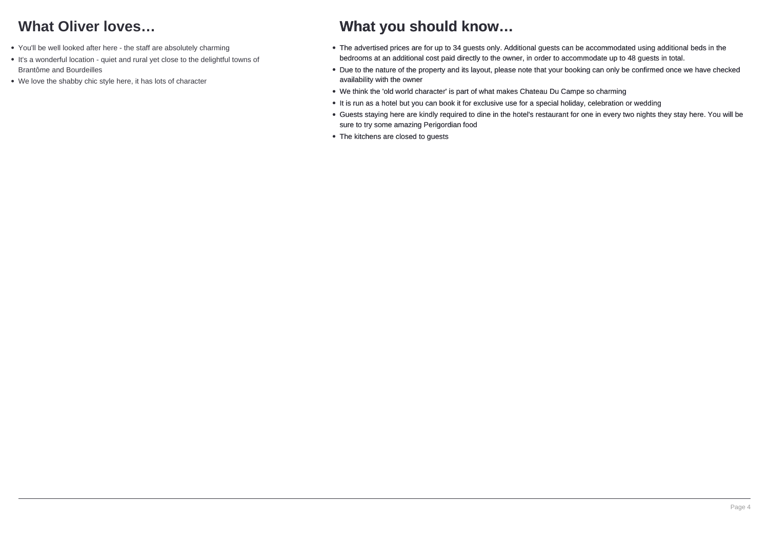## What Oliver loves…

- You'll be well looked after here - the staff are absolutely charming
- It's a wonderful location - quiet and rural yet close to the delightful towns of Brantôme and Bourdeilles
- We love the shabby chic style here, it has lots of character

## What you should know…

- The advertised prices are for up to 34 guests only. Additional guests can be accommodated using additional beds in the bedrooms at an additional cost paid directly to the owner, in order to accommodate up to 48 guests in total.
- Due to the nature of the property and its layout, please note that your booking can only be confirmed once we have checked availability with the owner
- We think the 'old world character' is part of what makes Chateau Du Campe so charming
- It is run as a hotel but you can book it for exclusive use for a special holiday, celebration or wedding
- Guests staying here are kindly required to dine in the hotel's restaurant for one in every two nights they stay here. You will be sure to try some amazing Perigordian food
- The kitchens are closed to guests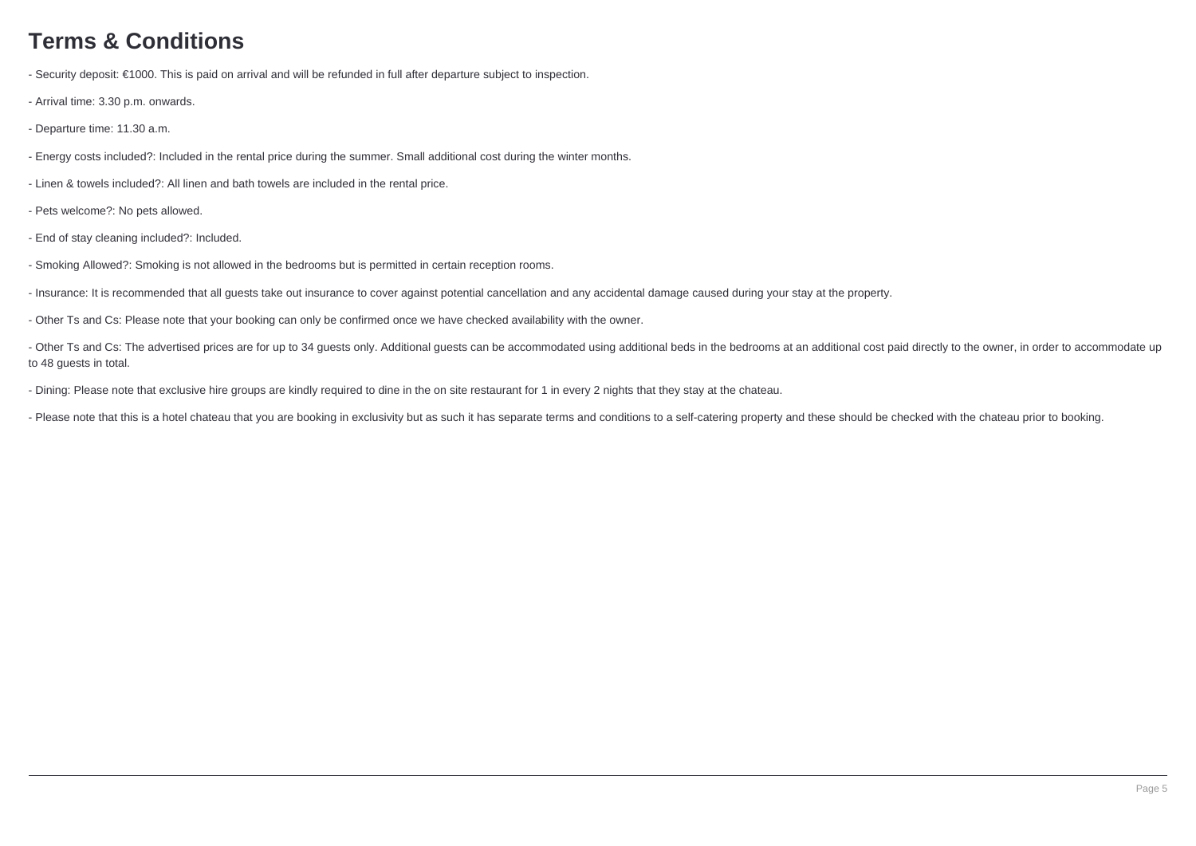# Terms & Conditions

- Security deposit: €1000. This is paid on arrival and will be refunded in full after departure subject to inspection.

- Arrival time: 3.30 p.m. onwards.

- Departure time: 11.30 a.m.

- Energy costs included?: Included in the rental price during the summer. Small additional cost during the winter months.

- Linen & towels included?: All linen and bath towels are included in the rental price.

- Pets welcome?: No pets allowed.

- End of stay cleaning included?: Included.

- Smoking Allowed?: Smoking is not allowed in the bedrooms but is permitted in certain reception rooms.

- Insurance: It is recommended that all guests take out insurance to cover against potential cancellation and any accidental damage caused during your stay at the property.

- Other Ts and Cs: Please note that your booking can only be confirmed once we have checked availability with the owner.

- Other Ts and Cs: The advertised prices are for up to 34 guests only. Additional guests can be accommodated using additional beds in the bedrooms at an additional cost paid directly to the owner, in order to accommodate up to 48 guests in total.

- Dining: Please note that exclusive hire groups are kindly required to dine in the on site restaurant for 1 in every 2 nights that they stay at the chateau.

- Please note that this is a hotel chateau that you are booking in exclusivity but as such it has separate terms and conditions to a self-catering property and these should be checked with the chateau prior to booking.